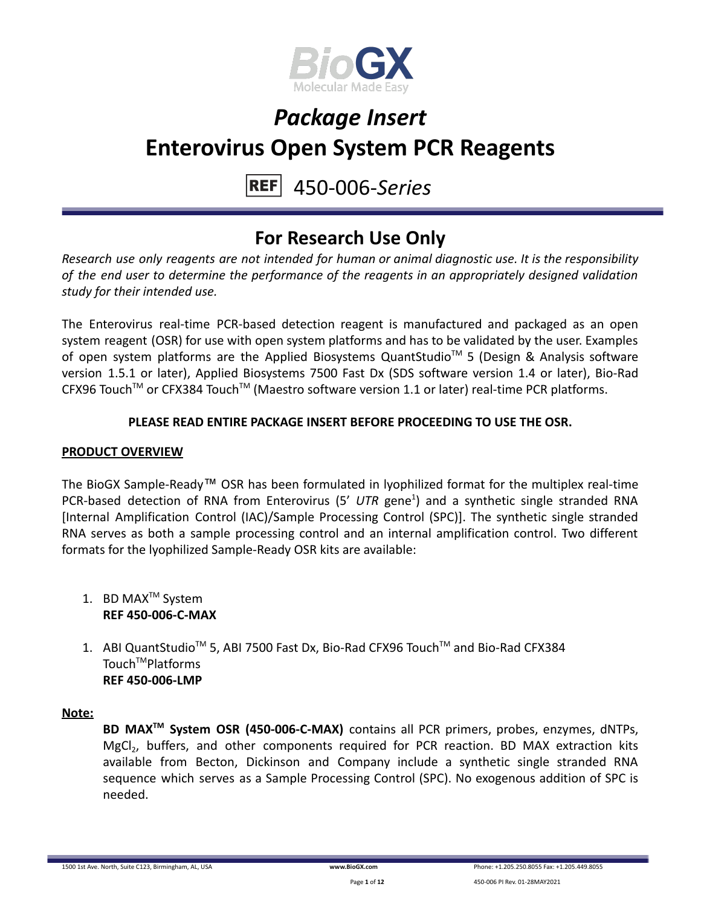BioGX

Molecular Made Easy

# *Package Insert*
# Enterovirus Open System PCR Reagents

REF 450-006-*Series*

## For Research Use Only

*Research use only reagents are not intended for human or animal diagnostic use. It is the responsibility of the end user to determine the performance of the reagents in an appropriately designed validation study for their intended use.*

The Enterovirus real-time PCR-based detection reagent is manufactured and packaged as an open system reagent (OSR) for use with open system platforms and has to be validated by the user. Examples of open system platforms are the Applied Biosystems QuantStudio™ 5 (Design & Analysis software version 1.5.1 or later), Applied Biosystems 7500 Fast Dx (SDS software version 1.4 or later), Bio-Rad CFX96 Touch™ or CFX384 Touch™ (Maestro software version 1.1 or later) real-time PCR platforms.

**PLEASE READ ENTIRE PACKAGE INSERT BEFORE PROCEEDING TO USE THE OSR.**

**PRODUCT OVERVIEW**

The BioGX Sample-Ready™ OSR has been formulated in lyophilized format for the multiplex real-time PCR-based detection of RNA from Enterovirus (5' *UTR* gene[1]) and a synthetic single stranded RNA [Internal Amplification Control (IAC)/Sample Processing Control (SPC)]. The synthetic single stranded RNA serves as both a sample processing control and an internal amplification control. Two different formats for the lyophilized Sample-Ready OSR kits are available:

1. BD MAX™ System
   **REF 450-006-C-MAX**

1. ABI QuantStudio™ 5, ABI 7500 Fast Dx, Bio-Rad CFX96 Touch™ and Bio-Rad CFX384 Touch™Platforms
   **REF 450-006-LMP**

**Note:**

**BD MAX™ System OSR (450-006-C-MAX)** contains all PCR primers, probes, enzymes, dNTPs, $MgCl_2$, buffers, and other components required for PCR reaction. BD MAX extraction kits available from Becton, Dickinson and Company include a synthetic single stranded RNA sequence which serves as a Sample Processing Control (SPC). No exogenous addition of SPC is needed.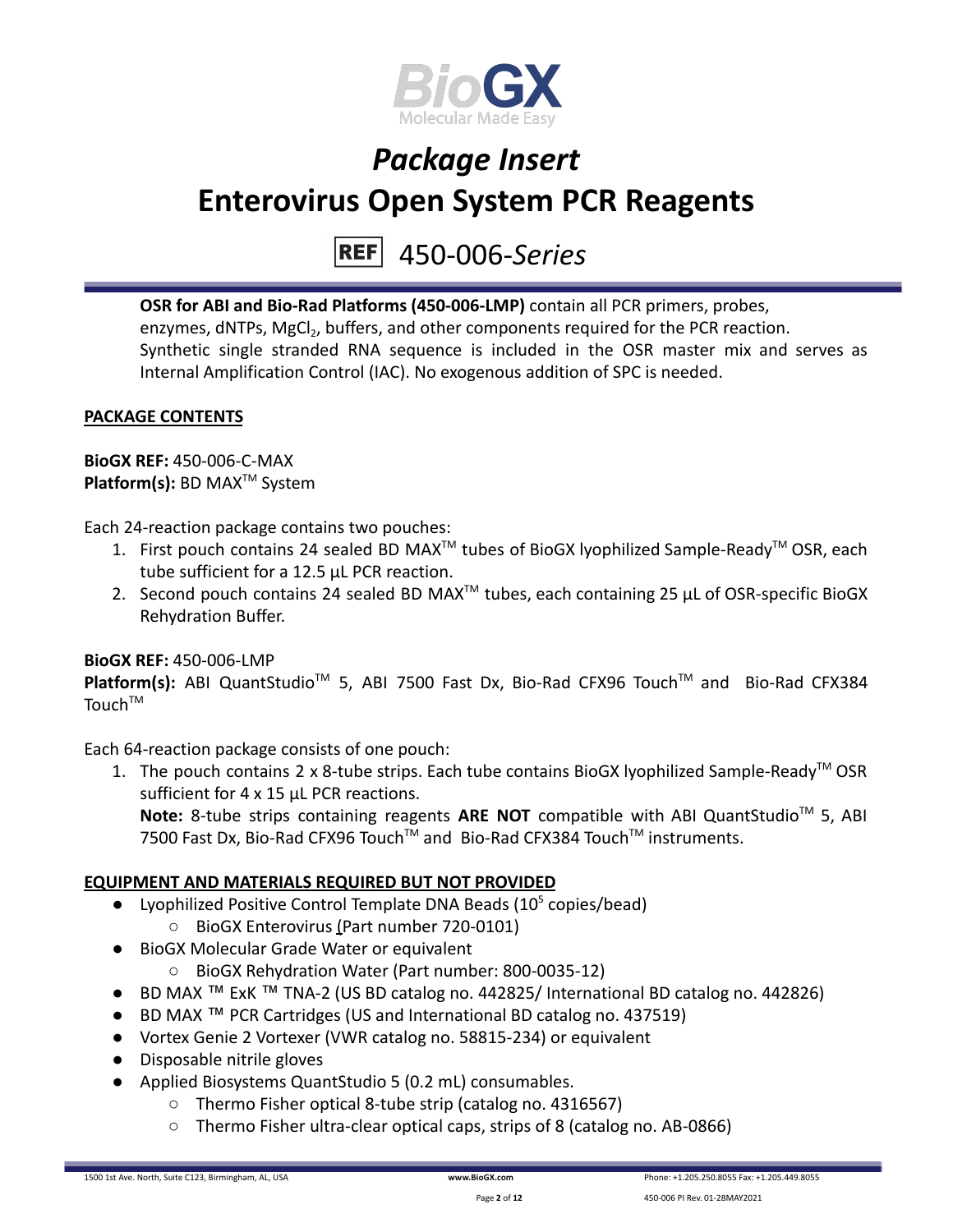# *Package Insert*

# Enterovirus Open System PCR Reagents

REF 450-006-*Series*

**OSR for ABI and Bio-Rad Platforms (450-006-LMP)** contain all PCR primers, probes, enzymes, dNTPs, $MgCl_2$, buffers, and other components required for the PCR reaction. Synthetic single stranded RNA sequence is included in the OSR master mix and serves as Internal Amplification Control (IAC). No exogenous addition of SPC is needed.

## PACKAGE CONTENTS

**BioGX REF:** 450-006-C-MAX
**Platform(s):** BD MAX™ System

Each 24-reaction package contains two pouches:

1. First pouch contains 24 sealed BD MAX™ tubes of BioGX lyophilized Sample-Ready™ OSR, each tube sufficient for a 12.5 µL PCR reaction.
2. Second pouch contains 24 sealed BD MAX™ tubes, each containing 25 µL of OSR-specific BioGX Rehydration Buffer.

**BioGX REF:** 450-006-LMP
**Platform(s):** ABI QuantStudio™ 5, ABI 7500 Fast Dx, Bio-Rad CFX96 Touch™ and Bio-Rad CFX384 Touch™

Each 64-reaction package consists of one pouch:

1. The pouch contains 2 x 8-tube strips. Each tube contains BioGX lyophilized Sample-Ready™ OSR sufficient for 4 x 15 µL PCR reactions.
   **Note:** 8-tube strips containing reagents **ARE NOT** compatible with ABI QuantStudio™ 5, ABI 7500 Fast Dx, Bio-Rad CFX96 Touch™ and Bio-Rad CFX384 Touch™ instruments.

## EQUIPMENT AND MATERIALS REQUIRED BUT NOT PROVIDED

- Lyophilized Positive Control Template DNA Beads ($10^5$ copies/bead)
  - BioGX Enterovirus (Part number 720-0101)
- BioGX Molecular Grade Water or equivalent
  - BioGX Rehydration Water (Part number: 800-0035-12)
- BD MAX ™ ExK ™ TNA-2 (US BD catalog no. 442825/ International BD catalog no. 442826)
- BD MAX ™ PCR Cartridges (US and International BD catalog no. 437519)
- Vortex Genie 2 Vortexer (VWR catalog no. 58815-234) or equivalent
- Disposable nitrile gloves
- Applied Biosystems QuantStudio 5 (0.2 mL) consumables.
  - Thermo Fisher optical 8-tube strip (catalog no. 4316567)
  - Thermo Fisher ultra-clear optical caps, strips of 8 (catalog no. AB-0866)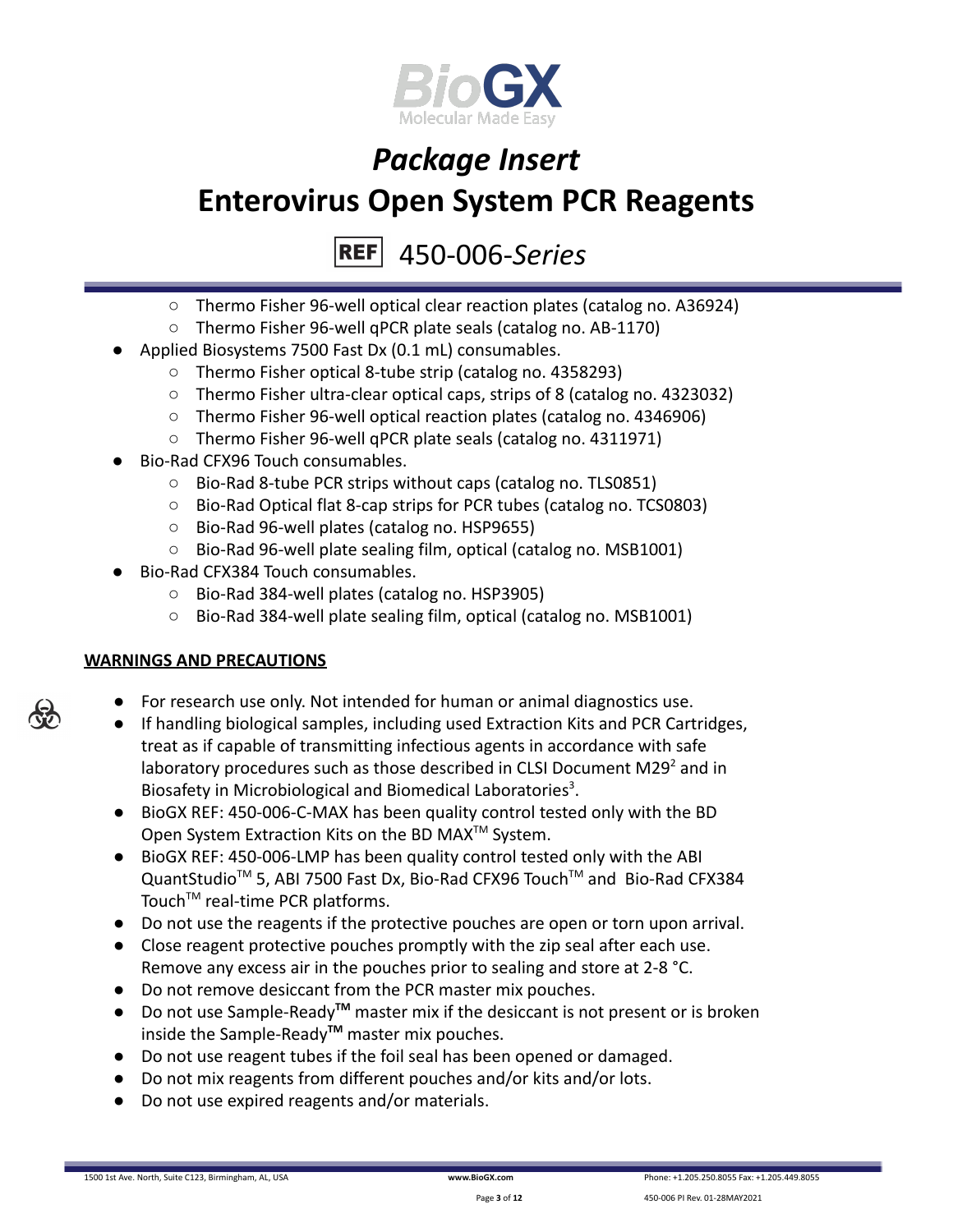- Thermo Fisher 96-well optical clear reaction plates (catalog no. A36924)
  - Thermo Fisher 96-well qPCR plate seals (catalog no. AB-1170)
- Applied Biosystems 7500 Fast Dx (0.1 mL) consumables.
  - Thermo Fisher optical 8-tube strip (catalog no. 4358293)
  - Thermo Fisher ultra-clear optical caps, strips of 8 (catalog no. 4323032)
  - Thermo Fisher 96-well optical reaction plates (catalog no. 4346906)
  - Thermo Fisher 96-well qPCR plate seals (catalog no. 4311971)
- Bio-Rad CFX96 Touch consumables.
  - Bio-Rad 8-tube PCR strips without caps (catalog no. TLS0851)
  - Bio-Rad Optical flat 8-cap strips for PCR tubes (catalog no. TCS0803)
  - Bio-Rad 96-well plates (catalog no. HSP9655)
  - Bio-Rad 96-well plate sealing film, optical (catalog no. MSB1001)
- Bio-Rad CFX384 Touch consumables.
  - Bio-Rad 384-well plates (catalog no. HSP3905)
  - Bio-Rad 384-well plate sealing film, optical (catalog no. MSB1001)

**WARNINGS AND PRECAUTIONS**

- For research use only. Not intended for human or animal diagnostics use.
- If handling biological samples, including used Extraction Kits and PCR Cartridges, treat as if capable of transmitting infectious agents in accordance with safe laboratory procedures such as those described in CLSI Document M29[2] and in Biosafety in Microbiological and Biomedical Laboratories[3].
- BioGX REF: 450-006-C-MAX has been quality control tested only with the BD Open System Extraction Kits on the BD MAX™ System.
- BioGX REF: 450-006-LMP has been quality control tested only with the ABI QuantStudio™ 5, ABI 7500 Fast Dx, Bio-Rad CFX96 Touch™ and Bio-Rad CFX384 Touch™ real-time PCR platforms.
- Do not use the reagents if the protective pouches are open or torn upon arrival.
- Close reagent protective pouches promptly with the zip seal after each use. Remove any excess air in the pouches prior to sealing and store at 2-8 °C.
- Do not remove desiccant from the PCR master mix pouches.
- Do not use Sample-Ready**™** master mix if the desiccant is not present or is broken inside the Sample-Ready**™** master mix pouches.
- Do not use reagent tubes if the foil seal has been opened or damaged.
- Do not mix reagents from different pouches and/or kits and/or lots.
- Do not use expired reagents and/or materials.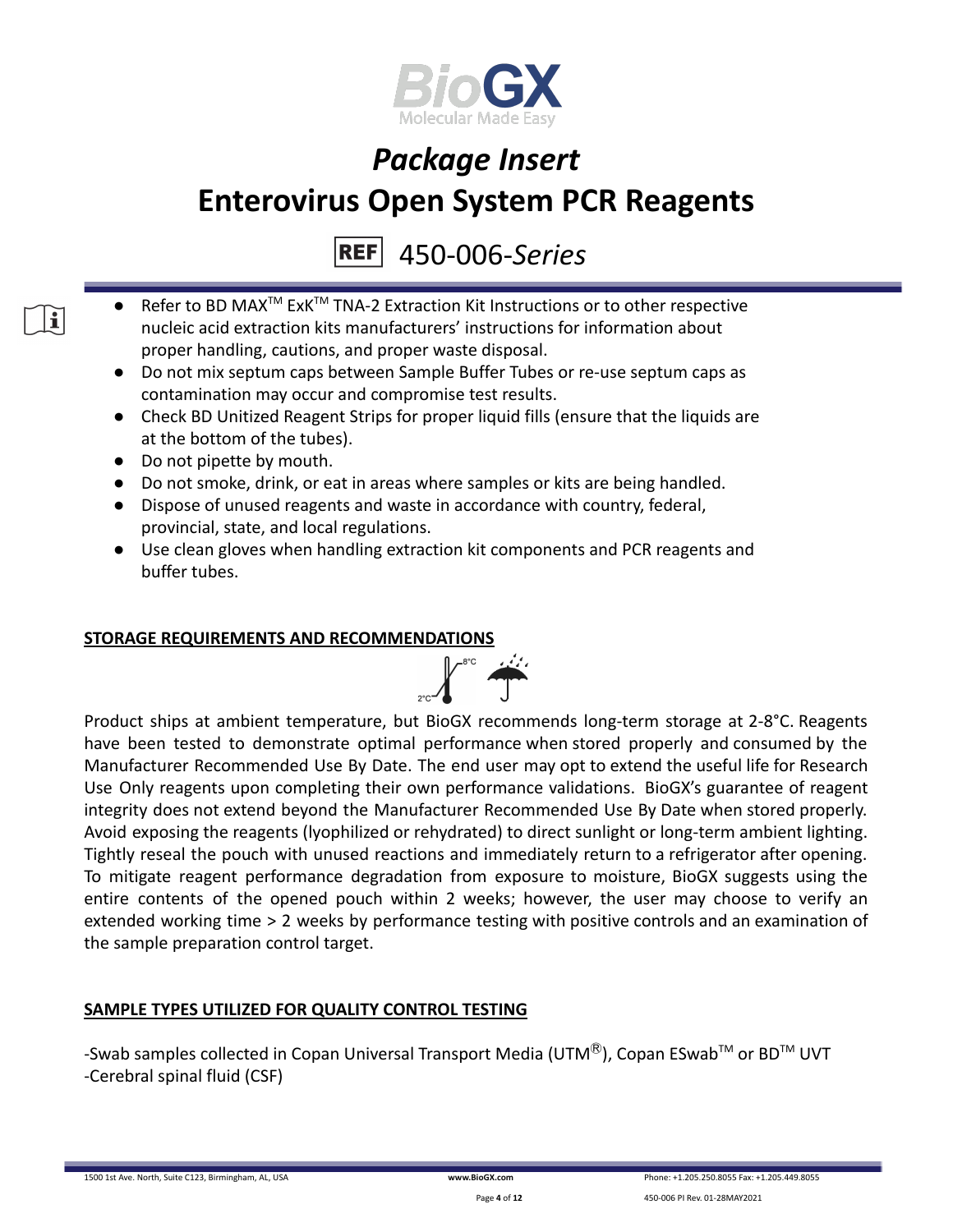- Refer to BD MAX™ ExK™ TNA-2 Extraction Kit Instructions or to other respective nucleic acid extraction kits manufacturers' instructions for information about proper handling, cautions, and proper waste disposal.
- Do not mix septum caps between Sample Buffer Tubes or re-use septum caps as contamination may occur and compromise test results.
- Check BD Unitized Reagent Strips for proper liquid fills (ensure that the liquids are at the bottom of the tubes).
- Do not pipette by mouth.
- Do not smoke, drink, or eat in areas where samples or kits are being handled.
- Dispose of unused reagents and waste in accordance with country, federal, provincial, state, and local regulations.
- Use clean gloves when handling extraction kit components and PCR reagents and buffer tubes.

## STORAGE REQUIREMENTS AND RECOMMENDATIONS

Product ships at ambient temperature, but BioGX recommends long-term storage at 2-8°C. Reagents have been tested to demonstrate optimal performance when stored properly and consumed by the Manufacturer Recommended Use By Date. The end user may opt to extend the useful life for Research Use Only reagents upon completing their own performance validations. BioGX's guarantee of reagent integrity does not extend beyond the Manufacturer Recommended Use By Date when stored properly. Avoid exposing the reagents (lyophilized or rehydrated) to direct sunlight or long-term ambient lighting. Tightly reseal the pouch with unused reactions and immediately return to a refrigerator after opening. To mitigate reagent performance degradation from exposure to moisture, BioGX suggests using the entire contents of the opened pouch within 2 weeks; however, the user may choose to verify an extended working time > 2 weeks by performance testing with positive controls and an examination of the sample preparation control target.

## SAMPLE TYPES UTILIZED FOR QUALITY CONTROL TESTING

-Swab samples collected in Copan Universal Transport Media (UTM®), Copan ESwab™ or BD™ UVT
-Cerebral spinal fluid (CSF)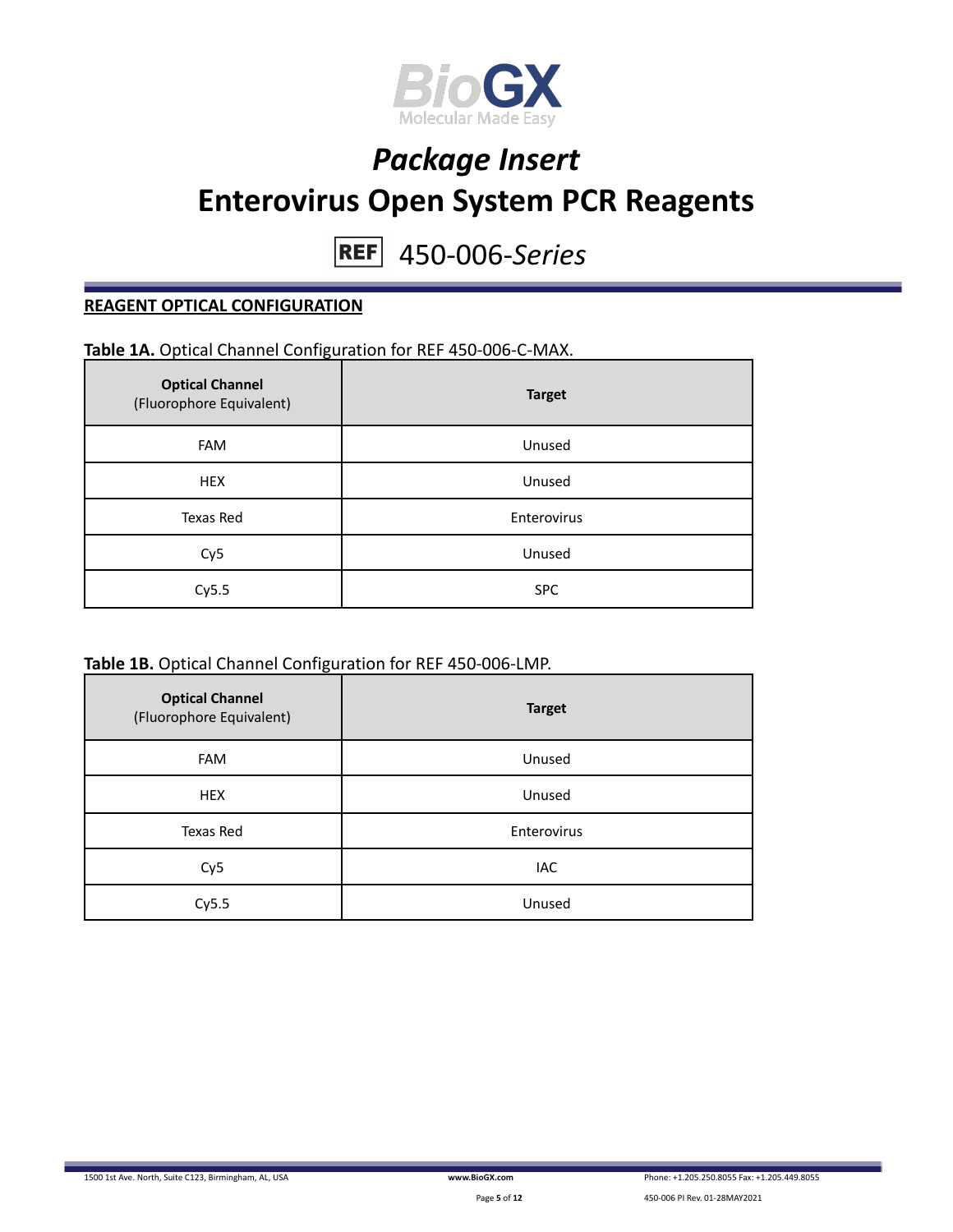# Package Insert

# Enterovirus Open System PCR Reagents

REF 450-006-*Series*

## REAGENT OPTICAL CONFIGURATION

**Table 1A.** Optical Channel Configuration for REF 450-006-C-MAX.

| **Optical Channel** (Fluorophore Equivalent) | **Target** |
|---|---|
| FAM | Unused |
| HEX | Unused |
| Texas Red | Enterovirus |
| Cy5 | Unused |
| Cy5.5 | SPC |

**Table 1B.** Optical Channel Configuration for REF 450-006-LMP.

| **Optical Channel** (Fluorophore Equivalent) | **Target** |
|---|---|
| FAM | Unused |
| HEX | Unused |
| Texas Red | Enterovirus |
| Cy5 | IAC |
| Cy5.5 | Unused |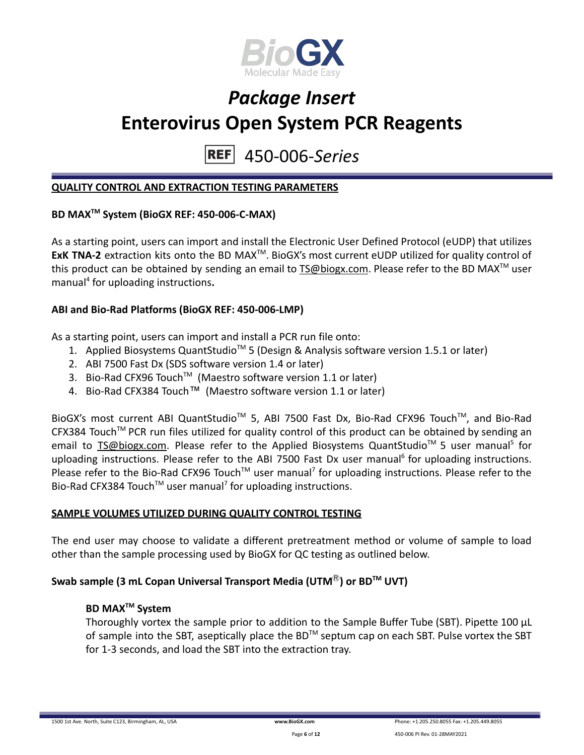# Package Insert

# Enterovirus Open System PCR Reagents

REF 450-006-*Series*

## QUALITY CONTROL AND EXTRACTION TESTING PARAMETERS

### BD MAX™ System (BioGX REF: 450-006-C-MAX)

As a starting point, users can import and install the Electronic User Defined Protocol (eUDP) that utilizes **ExK TNA-2** extraction kits onto the BD MAX™. BioGX's most current eUDP utilized for quality control of this product can be obtained by sending an email to TS@biogx.com. Please refer to the BD MAX™ user manual[4] for uploading instructions**.**

### ABI and Bio-Rad Platforms (BioGX REF: 450-006-LMP)

As a starting point, users can import and install a PCR run file onto:

1. Applied Biosystems QuantStudio™ 5 (Design & Analysis software version 1.5.1 or later)
2. ABI 7500 Fast Dx (SDS software version 1.4 or later)
3. Bio-Rad CFX96 Touch™ (Maestro software version 1.1 or later)
4. Bio-Rad CFX384 Touch™ (Maestro software version 1.1 or later)

BioGX's most current ABI QuantStudio™ 5, ABI 7500 Fast Dx, Bio-Rad CFX96 Touch™, and Bio-Rad CFX384 Touch™ PCR run files utilized for quality control of this product can be obtained by sending an email to TS@biogx.com. Please refer to the Applied Biosystems QuantStudio™ 5 user manual[5] for uploading instructions. Please refer to the ABI 7500 Fast Dx user manual[6] for uploading instructions. Please refer to the Bio-Rad CFX96 Touch™ user manual[7] for uploading instructions. Please refer to the Bio-Rad CFX384 Touch™ user manual[7] for uploading instructions.

## SAMPLE VOLUMES UTILIZED DURING QUALITY CONTROL TESTING

The end user may choose to validate a different pretreatment method or volume of sample to load other than the sample processing used by BioGX for QC testing as outlined below.

### Swab sample (3 mL Copan Universal Transport Media (UTM®) or BD™ UVT)

#### BD MAX™ System

Thoroughly vortex the sample prior to addition to the Sample Buffer Tube (SBT). Pipette 100 µL of sample into the SBT, aseptically place the BD™ septum cap on each SBT. Pulse vortex the SBT for 1-3 seconds, and load the SBT into the extraction tray.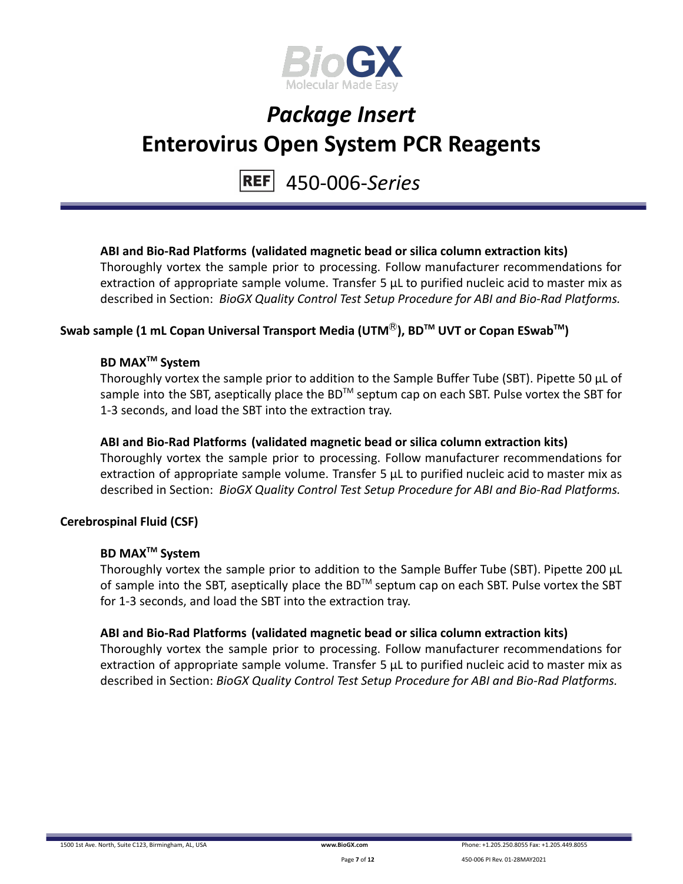#### ABI and Bio-Rad Platforms (validated magnetic bead or silica column extraction kits)

Thoroughly vortex the sample prior to processing. Follow manufacturer recommendations for extraction of appropriate sample volume. Transfer 5 µL to purified nucleic acid to master mix as described in Section: *BioGX Quality Control Test Setup Procedure for ABI and Bio-Rad Platforms.*

### Swab sample (1 mL Copan Universal Transport Media (UTM®), BD™ UVT or Copan ESwab™)

#### BD MAX™ System

Thoroughly vortex the sample prior to addition to the Sample Buffer Tube (SBT). Pipette 50 µL of sample into the SBT, aseptically place the BD™ septum cap on each SBT. Pulse vortex the SBT for 1-3 seconds, and load the SBT into the extraction tray.

#### ABI and Bio-Rad Platforms (validated magnetic bead or silica column extraction kits)

Thoroughly vortex the sample prior to processing. Follow manufacturer recommendations for extraction of appropriate sample volume. Transfer 5 µL to purified nucleic acid to master mix as described in Section: *BioGX Quality Control Test Setup Procedure for ABI and Bio-Rad Platforms.*

### Cerebrospinal Fluid (CSF)

#### BD MAX™ System

Thoroughly vortex the sample prior to addition to the Sample Buffer Tube (SBT). Pipette 200 µL of sample into the SBT, aseptically place the BD™ septum cap on each SBT. Pulse vortex the SBT for 1-3 seconds, and load the SBT into the extraction tray.

#### ABI and Bio-Rad Platforms (validated magnetic bead or silica column extraction kits)

Thoroughly vortex the sample prior to processing. Follow manufacturer recommendations for extraction of appropriate sample volume. Transfer 5 µL to purified nucleic acid to master mix as described in Section: *BioGX Quality Control Test Setup Procedure for ABI and Bio-Rad Platforms.*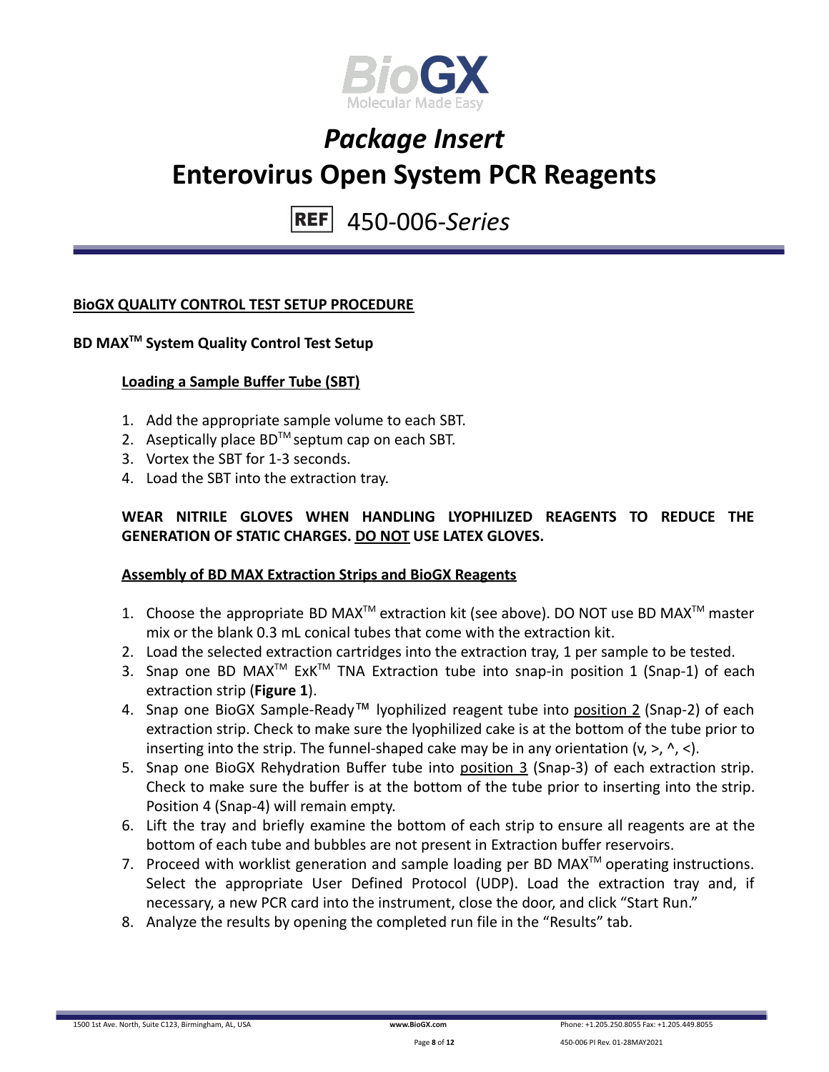# Package Insert

# Enterovirus Open System PCR Reagents

REF 450-006-*Series*

## BioGX QUALITY CONTROL TEST SETUP PROCEDURE

### BD MAX™ System Quality Control Test Setup

#### Loading a Sample Buffer Tube (SBT)

1. Add the appropriate sample volume to each SBT.
2. Aseptically place BD™ septum cap on each SBT.
3. Vortex the SBT for 1-3 seconds.
4. Load the SBT into the extraction tray.

**WEAR NITRILE GLOVES WHEN HANDLING LYOPHILIZED REAGENTS TO REDUCE THE GENERATION OF STATIC CHARGES. DO NOT USE LATEX GLOVES.**

#### Assembly of BD MAX Extraction Strips and BioGX Reagents

1. Choose the appropriate BD MAX™ extraction kit (see above). DO NOT use BD MAX™ master mix or the blank 0.3 mL conical tubes that come with the extraction kit.
2. Load the selected extraction cartridges into the extraction tray, 1 per sample to be tested.
3. Snap one BD MAX™ ExK™ TNA Extraction tube into snap-in position 1 (Snap-1) of each extraction strip (**Figure 1**).
4. Snap one BioGX Sample-Ready™ lyophilized reagent tube into position 2 (Snap-2) of each extraction strip. Check to make sure the lyophilized cake is at the bottom of the tube prior to inserting into the strip. The funnel-shaped cake may be in any orientation (v, >, ^, <).
5. Snap one BioGX Rehydration Buffer tube into position 3 (Snap-3) of each extraction strip. Check to make sure the buffer is at the bottom of the tube prior to inserting into the strip. Position 4 (Snap-4) will remain empty.
6. Lift the tray and briefly examine the bottom of each strip to ensure all reagents are at the bottom of each tube and bubbles are not present in Extraction buffer reservoirs.
7. Proceed with worklist generation and sample loading per BD MAX™ operating instructions. Select the appropriate User Defined Protocol (UDP). Load the extraction tray and, if necessary, a new PCR card into the instrument, close the door, and click "Start Run."
8. Analyze the results by opening the completed run file in the "Results" tab.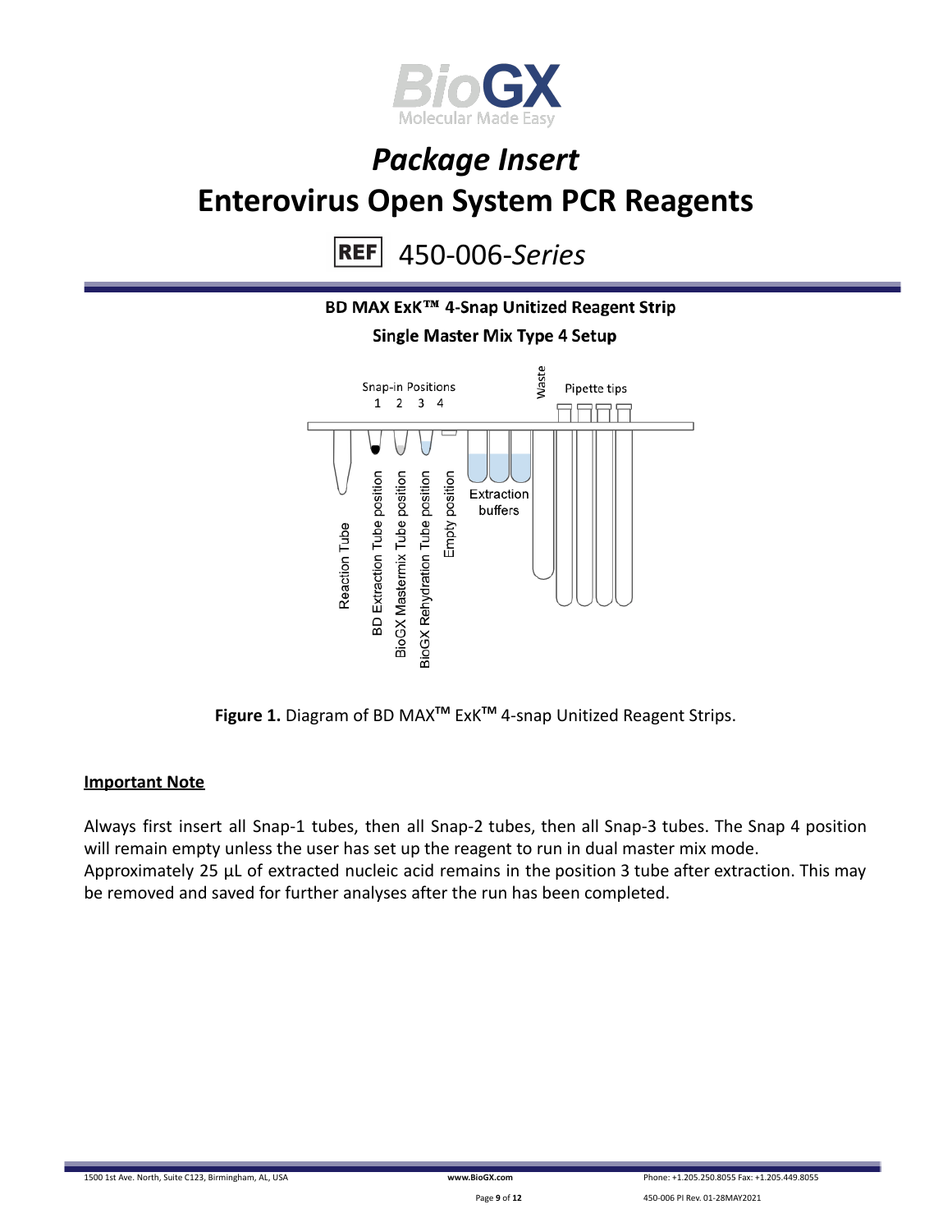### BD MAX ExK™ 4-Snap Unitized Reagent Strip

### Single Master Mix Type 4 Setup

Snap-in Positions
1 2 3 4

Waste

Pipette tips

Reaction Tube

BD Extraction Tube position

BioGX Mastermix Tube position

BioGX Rehydration Tube position

Empty position

Extraction buffers

**Figure 1.** Diagram of BD MAX™ ExK™ 4-snap Unitized Reagent Strips.

**Important Note**

Always first insert all Snap-1 tubes, then all Snap-2 tubes, then all Snap-3 tubes. The Snap 4 position will remain empty unless the user has set up the reagent to run in dual master mix mode.
Approximately 25 µL of extracted nucleic acid remains in the position 3 tube after extraction. This may be removed and saved for further analyses after the run has been completed.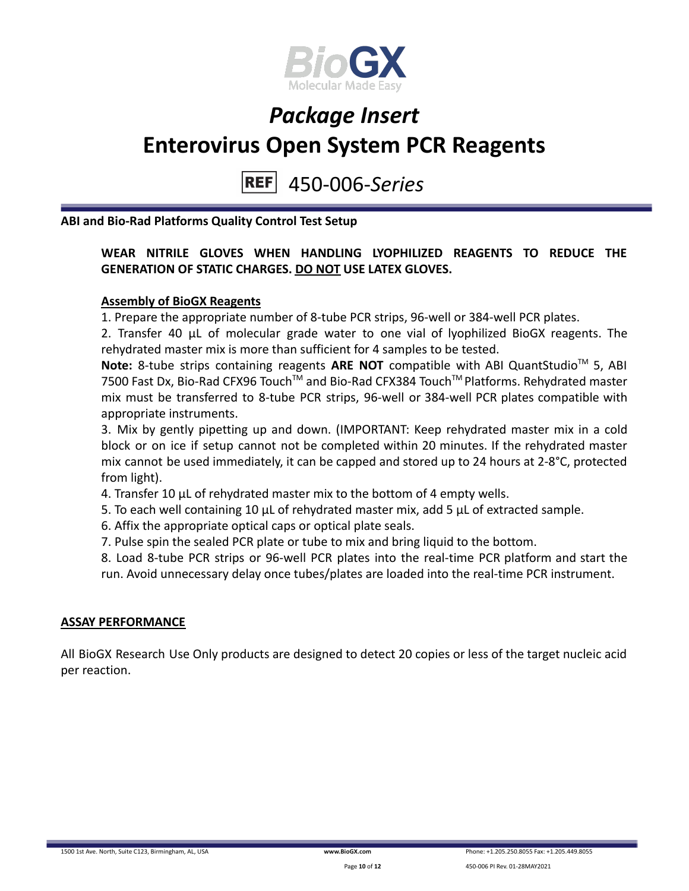# Package Insert

# Enterovirus Open System PCR Reagents

REF 450-006-*Series*

**ABI and Bio-Rad Platforms Quality Control Test Setup**

**WEAR NITRILE GLOVES WHEN HANDLING LYOPHILIZED REAGENTS TO REDUCE THE GENERATION OF STATIC CHARGES. DO NOT USE LATEX GLOVES.**

**Assembly of BioGX Reagents**

1. Prepare the appropriate number of 8-tube PCR strips, 96-well or 384-well PCR plates.
2. Transfer 40 µL of molecular grade water to one vial of lyophilized BioGX reagents. The rehydrated master mix is more than sufficient for 4 samples to be tested.

**Note:** 8-tube strips containing reagents **ARE NOT** compatible with ABI QuantStudio™ 5, ABI 7500 Fast Dx, Bio-Rad CFX96 Touch™ and Bio-Rad CFX384 Touch™ Platforms. Rehydrated master mix must be transferred to 8-tube PCR strips, 96-well or 384-well PCR plates compatible with appropriate instruments.

3. Mix by gently pipetting up and down. (IMPORTANT: Keep rehydrated master mix in a cold block or on ice if setup cannot not be completed within 20 minutes. If the rehydrated master mix cannot be used immediately, it can be capped and stored up to 24 hours at 2-8°C, protected from light).
4. Transfer 10 µL of rehydrated master mix to the bottom of 4 empty wells.
5. To each well containing 10 µL of rehydrated master mix, add 5 µL of extracted sample.
6. Affix the appropriate optical caps or optical plate seals.
7. Pulse spin the sealed PCR plate or tube to mix and bring liquid to the bottom.
8. Load 8-tube PCR strips or 96-well PCR plates into the real-time PCR platform and start the run. Avoid unnecessary delay once tubes/plates are loaded into the real-time PCR instrument.

## ASSAY PERFORMANCE

All BioGX Research Use Only products are designed to detect 20 copies or less of the target nucleic acid per reaction.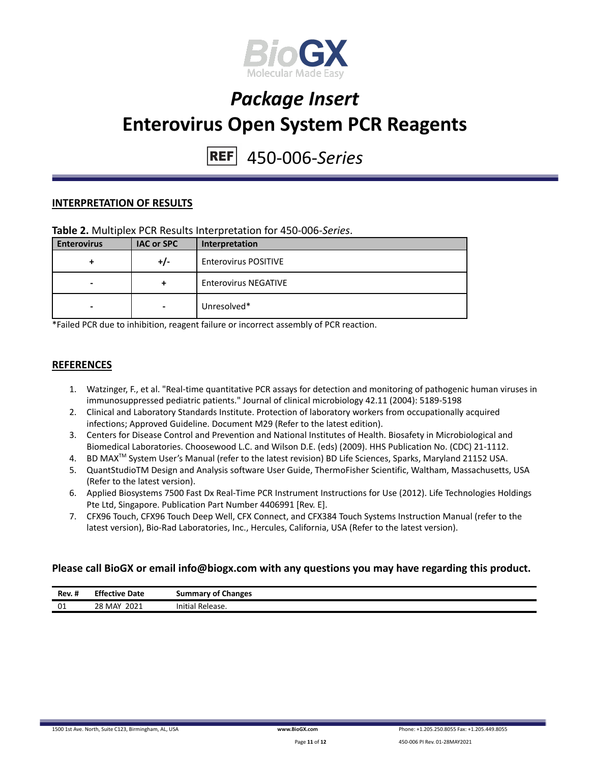## INTERPRETATION OF RESULTS

**Table 2.** Multiplex PCR Results Interpretation for 450-006-*Series*.

| Enterovirus | IAC or SPC | Interpretation |
|---|---|---|
| + | +/- | Enterovirus POSITIVE |
| - | + | Enterovirus NEGATIVE |
| - | - | Unresolved* |

*Failed PCR due to inhibition, reagent failure or incorrect assembly of PCR reaction.

## REFERENCES

1. Watzinger, F., et al. "Real-time quantitative PCR assays for detection and monitoring of pathogenic human viruses in immunosuppressed pediatric patients." Journal of clinical microbiology 42.11 (2004): 5189-5198
2. Clinical and Laboratory Standards Institute. Protection of laboratory workers from occupationally acquired infections; Approved Guideline. Document M29 (Refer to the latest edition).
3. Centers for Disease Control and Prevention and National Institutes of Health. Biosafety in Microbiological and Biomedical Laboratories. Choosewood L.C. and Wilson D.E. (eds) (2009). HHS Publication No. (CDC) 21-1112.
4. BD MAX™ System User's Manual (refer to the latest revision) BD Life Sciences, Sparks, Maryland 21152 USA.
5. QuantStudioTM Design and Analysis software User Guide, ThermoFisher Scientific, Waltham, Massachusetts, USA (Refer to the latest version).
6. Applied Biosystems 7500 Fast Dx Real-Time PCR Instrument Instructions for Use (2012). Life Technologies Holdings Pte Ltd, Singapore. Publication Part Number 4406991 [Rev. E].
7. CFX96 Touch, CFX96 Touch Deep Well, CFX Connect, and CFX384 Touch Systems Instruction Manual (refer to the latest version), Bio-Rad Laboratories, Inc., Hercules, California, USA (Refer to the latest version).

**Please call BioGX or email info@biogx.com with any questions you may have regarding this product.**

| Rev. # | Effective Date | Summary of Changes |
|---|---|---|
| 01 | 28 MAY 2021 | Initial Release. |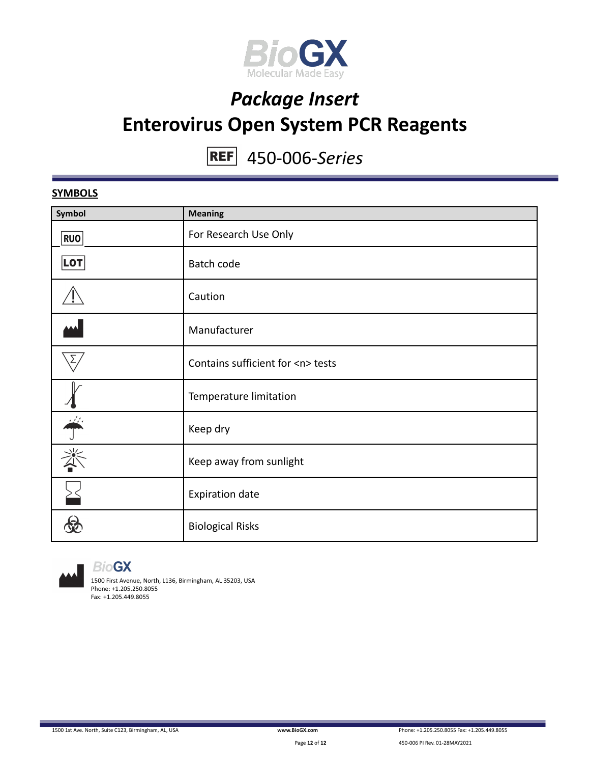# Package Insert

# Enterovirus Open System PCR Reagents

REF 450-006-*Series*

## SYMBOLS

| Symbol | Meaning |
|---|---|
| RUO | For Research Use Only |
| LOT | Batch code |
| | Caution |
| | Manufacturer |
| | Contains sufficient for <n> tests |
| | Temperature limitation |
| | Keep dry |
| | Keep away from sunlight |
| | Expiration date |
| | Biological Risks |

BioGX
1500 First Avenue, North, L136, Birmingham, AL 35203, USA
Phone: +1.205.250.8055
Fax: +1.205.449.8055